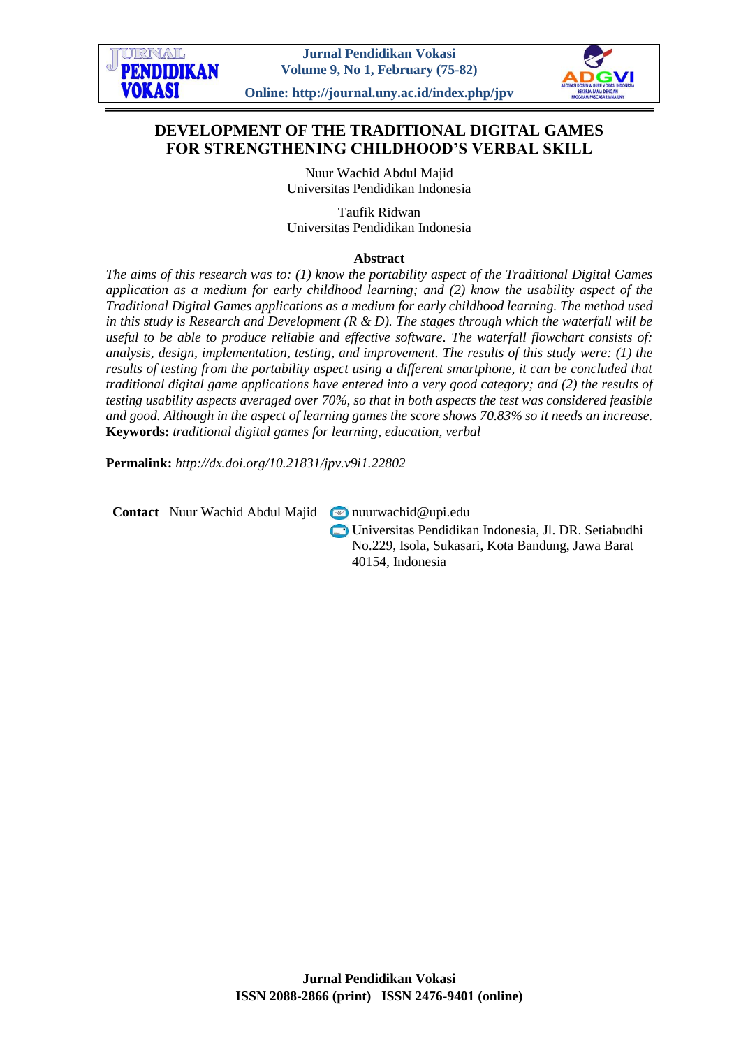# DEVELOPMENT OF THE TRADITIONAL DIGITAL GAMES FOR STRENGTHENING CHILDHOOD'S VERBAL SKILL

Nuur Wachid Abdul Majid
Universitas Pendidikan Indonesia

Taufik Ridwan
Universitas Pendidikan Indonesia

## Abstract

*The aims of this research was to: (1) know the portability aspect of the Traditional Digital Games application as a medium for early childhood learning; and (2) know the usability aspect of the Traditional Digital Games applications as a medium for early childhood learning. The method used in this study is Research and Development (R & D). The stages through which the waterfall will be useful to be able to produce reliable and effective software. The waterfall flowchart consists of: analysis, design, implementation, testing, and improvement. The results of this study were: (1) the results of testing from the portability aspect using a different smartphone, it can be concluded that traditional digital game applications have entered into a very good category; and (2) the results of testing usability aspects averaged over 70%, so that in both aspects the test was considered feasible and good. Although in the aspect of learning games the score shows 70.83% so it needs an increase.*

**Keywords:** *traditional digital games for learning, education, verbal*

**Permalink:** *http://dx.doi.org/10.21831/jpv.v9i1.22802*

**Contact** Nuur Wachid Abdul Majid
nuurwachid@upi.edu
Universitas Pendidikan Indonesia, Jl. DR. Setiabudhi No.229, Isola, Sukasari, Kota Bandung, Jawa Barat 40154, Indonesia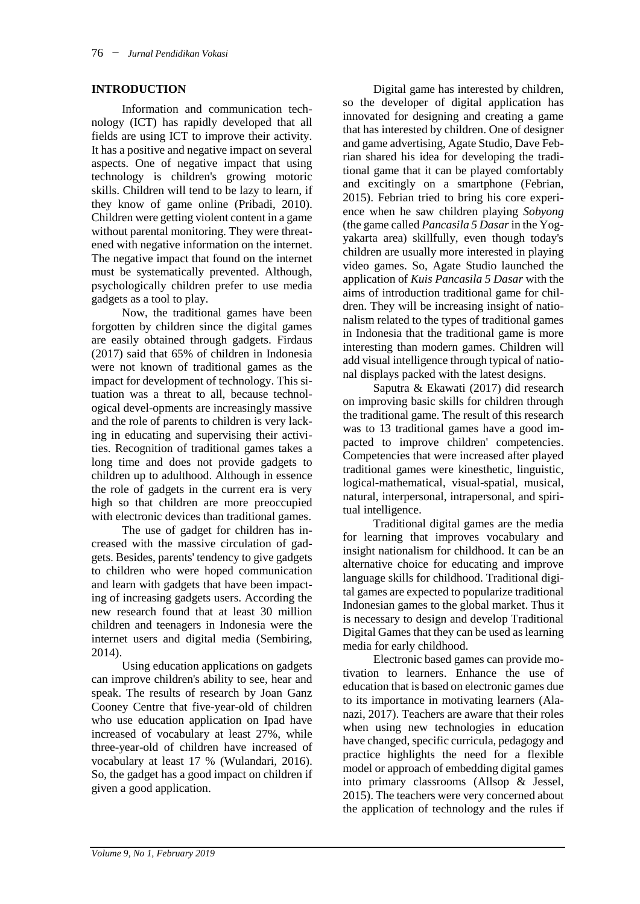## INTRODUCTION

Information and communication technology (ICT) has rapidly developed that all fields are using ICT to improve their activity. It has a positive and negative impact on several aspects. One of negative impact that using technology is children's growing motoric skills. Children will tend to be lazy to learn, if they know of game online (Pribadi, 2010). Children were getting violent content in a game without parental monitoring. They were threatened with negative information on the internet. The negative impact that found on the internet must be systematically prevented. Although, psychologically children prefer to use media gadgets as a tool to play.

Now, the traditional games have been forgotten by children since the digital games are easily obtained through gadgets. Firdaus (2017) said that 65% of children in Indonesia were not known of traditional games as the impact for development of technology. This situation was a threat to all, because technological devel-opments are increasingly massive and the role of parents to children is very lacking in educating and supervising their activities. Recognition of traditional games takes a long time and does not provide gadgets to children up to adulthood. Although in essence the role of gadgets in the current era is very high so that children are more preoccupied with electronic devices than traditional games.

The use of gadget for children has increased with the massive circulation of gadgets. Besides, parents' tendency to give gadgets to children who were hoped communication and learn with gadgets that have been impacting of increasing gadgets users. According the new research found that at least 30 million children and teenagers in Indonesia were the internet users and digital media (Sembiring, 2014).

Using education applications on gadgets can improve children's ability to see, hear and speak. The results of research by Joan Ganz Cooney Centre that five-year-old of children who use education application on Ipad have increased of vocabulary at least 27%, while three-year-old of children have increased of vocabulary at least 17 % (Wulandari, 2016). So, the gadget has a good impact on children if given a good application.

Digital game has interested by children, so the developer of digital application has innovated for designing and creating a game that has interested by children. One of designer and game advertising, Agate Studio, Dave Febrian shared his idea for developing the traditional game that it can be played comfortably and excitingly on a smartphone (Febrian, 2015). Febrian tried to bring his core experience when he saw children playing *Sobyong* (the game called *Pancasila 5 Dasar* in the Yogyakarta area) skillfully, even though today's children are usually more interested in playing video games. So, Agate Studio launched the application of *Kuis Pancasila 5 Dasar* with the aims of introduction traditional game for children. They will be increasing insight of nationalism related to the types of traditional games in Indonesia that the traditional game is more interesting than modern games. Children will add visual intelligence through typical of national displays packed with the latest designs.

Saputra & Ekawati (2017) did research on improving basic skills for children through the traditional game. The result of this research was to 13 traditional games have a good impacted to improve children' competencies. Competencies that were increased after played traditional games were kinesthetic, linguistic, logical-mathematical, visual-spatial, musical, natural, interpersonal, intrapersonal, and spiritual intelligence.

Traditional digital games are the media for learning that improves vocabulary and insight nationalism for childhood. It can be an alternative choice for educating and improve language skills for childhood. Traditional digital games are expected to popularize traditional Indonesian games to the global market. Thus it is necessary to design and develop Traditional Digital Games that they can be used as learning media for early childhood.

Electronic based games can provide motivation to learners. Enhance the use of education that is based on electronic games due to its importance in motivating learners (Alanazi, 2017). Teachers are aware that their roles when using new technologies in education have changed, specific curricula, pedagogy and practice highlights the need for a flexible model or approach of embedding digital games into primary classrooms (Allsop & Jessel, 2015). The teachers were very concerned about the application of technology and the rules if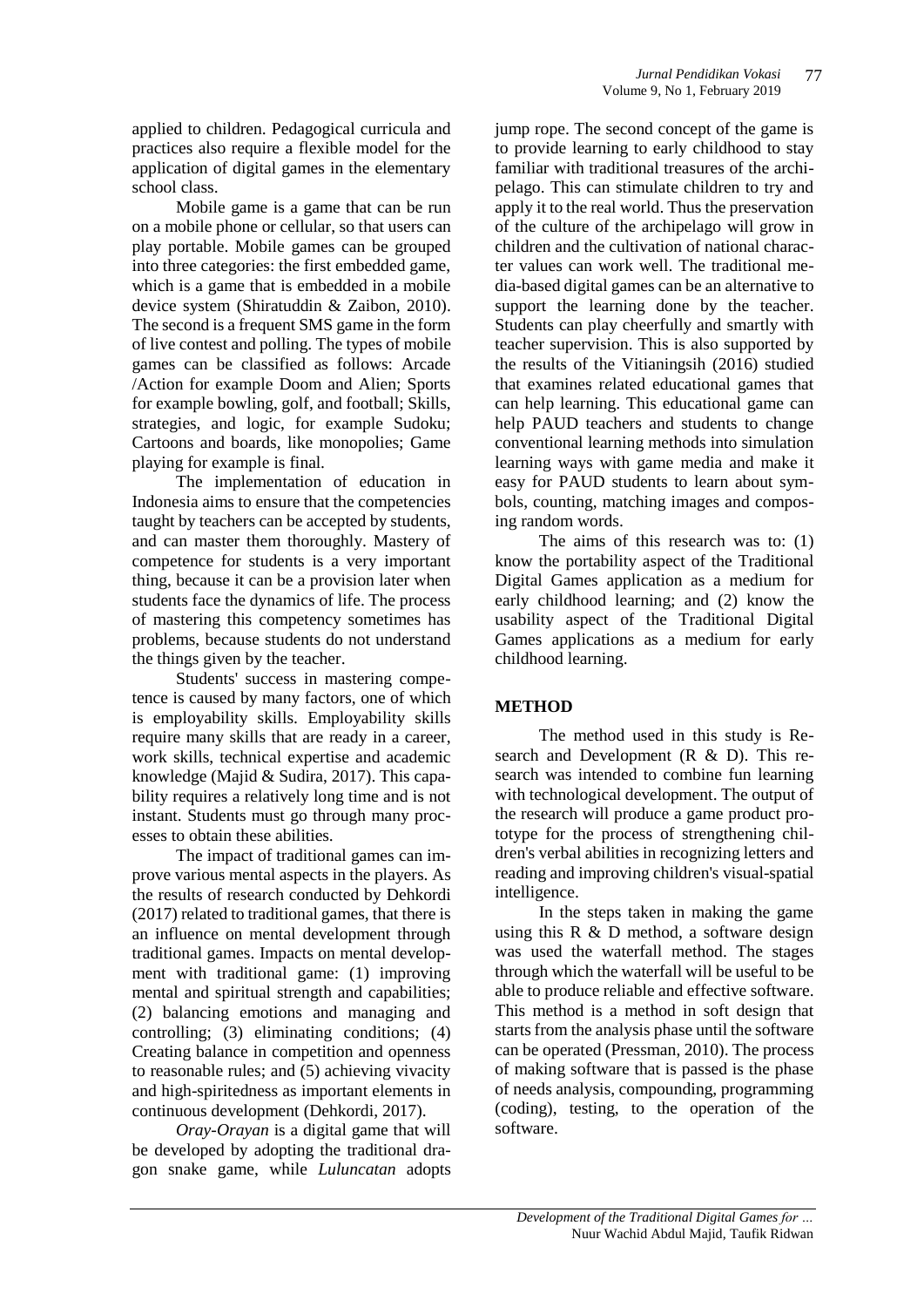applied to children. Pedagogical curricula and practices also require a flexible model for the application of digital games in the elementary school class.

Mobile game is a game that can be run on a mobile phone or cellular, so that users can play portable. Mobile games can be grouped into three categories: the first embedded game, which is a game that is embedded in a mobile device system (Shiratuddin & Zaibon, 2010). The second is a frequent SMS game in the form of live contest and polling. The types of mobile games can be classified as follows: Arcade /Action for example Doom and Alien; Sports for example bowling, golf, and football; Skills, strategies, and logic, for example Sudoku; Cartoons and boards, like monopolies; Game playing for example is final.

The implementation of education in Indonesia aims to ensure that the competencies taught by teachers can be accepted by students, and can master them thoroughly. Mastery of competence for students is a very important thing, because it can be a provision later when students face the dynamics of life. The process of mastering this competency sometimes has problems, because students do not understand the things given by the teacher.

Students' success in mastering competence is caused by many factors, one of which is employability skills. Employability skills require many skills that are ready in a career, work skills, technical expertise and academic knowledge (Majid & Sudira, 2017). This capability requires a relatively long time and is not instant. Students must go through many processes to obtain these abilities.

The impact of traditional games can improve various mental aspects in the players. As the results of research conducted by Dehkordi (2017) related to traditional games, that there is an influence on mental development through traditional games. Impacts on mental development with traditional game: (1) improving mental and spiritual strength and capabilities; (2) balancing emotions and managing and controlling; (3) eliminating conditions; (4) Creating balance in competition and openness to reasonable rules; and (5) achieving vivacity and high-spiritedness as important elements in continuous development (Dehkordi, 2017).

*Oray-Orayan* is a digital game that will be developed by adopting the traditional dragon snake game, while *Luluncatan* adopts jump rope. The second concept of the game is to provide learning to early childhood to stay familiar with traditional treasures of the archipelago. This can stimulate children to try and apply it to the real world. Thus the preservation of the culture of the archipelago will grow in children and the cultivation of national character values can work well. The traditional media-based digital games can be an alternative to support the learning done by the teacher. Students can play cheerfully and smartly with teacher supervision. This is also supported by the results of the Vitianingsih (2016) studied that examines related educational games that can help learning. This educational game can help PAUD teachers and students to change conventional learning methods into simulation learning ways with game media and make it easy for PAUD students to learn about symbols, counting, matching images and composing random words.

The aims of this research was to: (1) know the portability aspect of the Traditional Digital Games application as a medium for early childhood learning; and (2) know the usability aspect of the Traditional Digital Games applications as a medium for early childhood learning.

## METHOD

The method used in this study is Research and Development (R & D). This research was intended to combine fun learning with technological development. The output of the research will produce a game product prototype for the process of strengthening children's verbal abilities in recognizing letters and reading and improving children's visual-spatial intelligence.

In the steps taken in making the game using this R & D method, a software design was used the waterfall method. The stages through which the waterfall will be useful to be able to produce reliable and effective software. This method is a method in soft design that starts from the analysis phase until the software can be operated (Pressman, 2010). The process of making software that is passed is the phase of needs analysis, compounding, programming (coding), testing, to the operation of the software.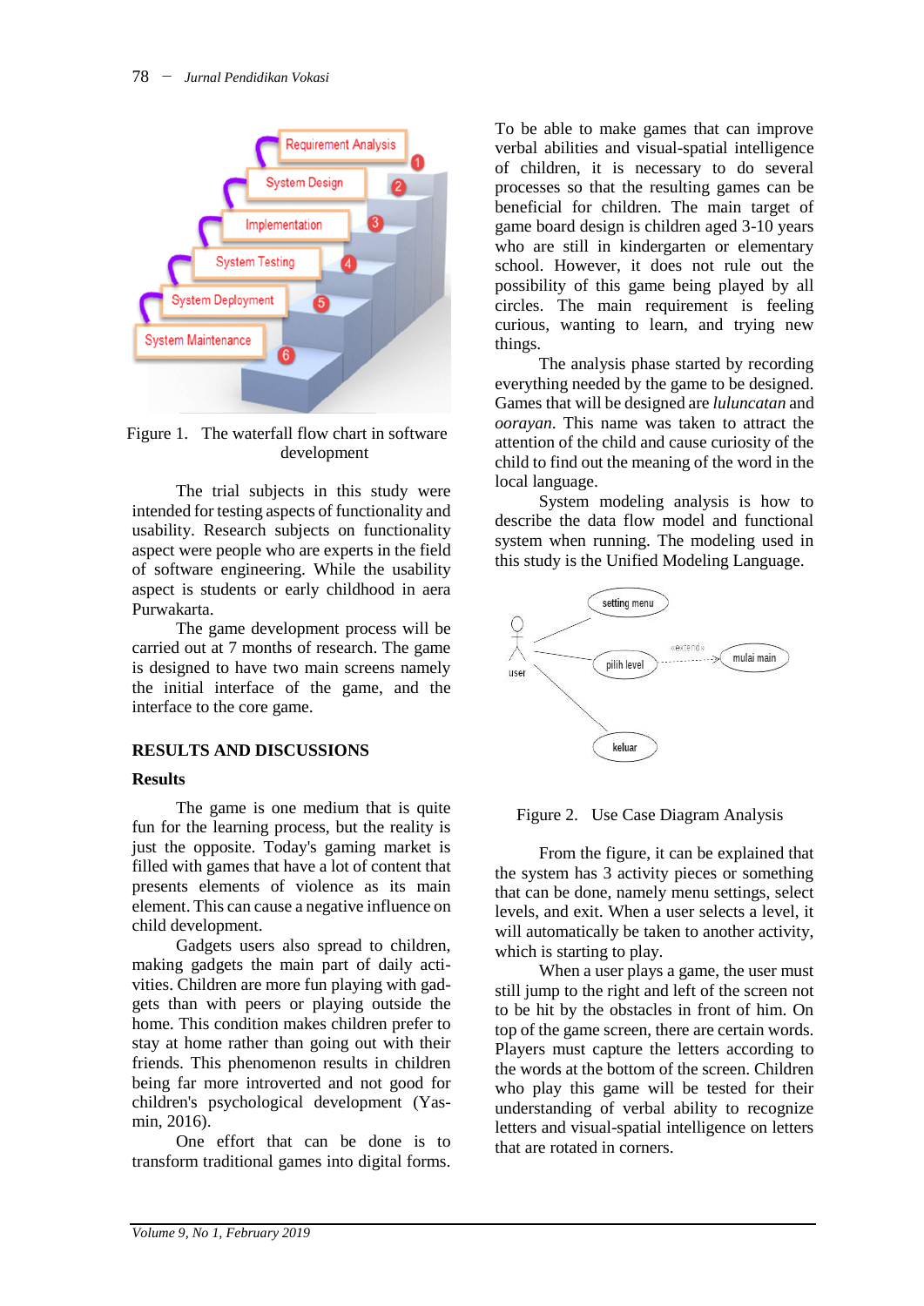Figure 1. The waterfall flow chart in software development

The trial subjects in this study were intended for testing aspects of functionality and usability. Research subjects on functionality aspect were people who are experts in the field of software engineering. While the usability aspect is students or early childhood in aera Purwakarta.

The game development process will be carried out at 7 months of research. The game is designed to have two main screens namely the initial interface of the game, and the interface to the core game.

## RESULTS AND DISCUSSIONS

### Results

The game is one medium that is quite fun for the learning process, but the reality is just the opposite. Today's gaming market is filled with games that have a lot of content that presents elements of violence as its main element. This can cause a negative influence on child development.

Gadgets users also spread to children, making gadgets the main part of daily activities. Children are more fun playing with gadgets than with peers or playing outside the home. This condition makes children prefer to stay at home rather than going out with their friends. This phenomenon results in children being far more introverted and not good for children's psychological development (Yasmin, 2016).

One effort that can be done is to transform traditional games into digital forms. To be able to make games that can improve verbal abilities and visual-spatial intelligence of children, it is necessary to do several processes so that the resulting games can be beneficial for children. The main target of game board design is children aged 3-10 years who are still in kindergarten or elementary school. However, it does not rule out the possibility of this game being played by all circles. The main requirement is feeling curious, wanting to learn, and trying new things.

The analysis phase started by recording everything needed by the game to be designed. Games that will be designed are *luluncatan* and *oorayan*. This name was taken to attract the attention of the child and cause curiosity of the child to find out the meaning of the word in the local language.

System modeling analysis is how to describe the data flow model and functional system when running. The modeling used in this study is the Unified Modeling Language.

Figure 2. Use Case Diagram Analysis

From the figure, it can be explained that the system has 3 activity pieces or something that can be done, namely menu settings, select levels, and exit. When a user selects a level, it will automatically be taken to another activity, which is starting to play.

When a user plays a game, the user must still jump to the right and left of the screen not to be hit by the obstacles in front of him. On top of the game screen, there are certain words. Players must capture the letters according to the words at the bottom of the screen. Children who play this game will be tested for their understanding of verbal ability to recognize letters and visual-spatial intelligence on letters that are rotated in corners.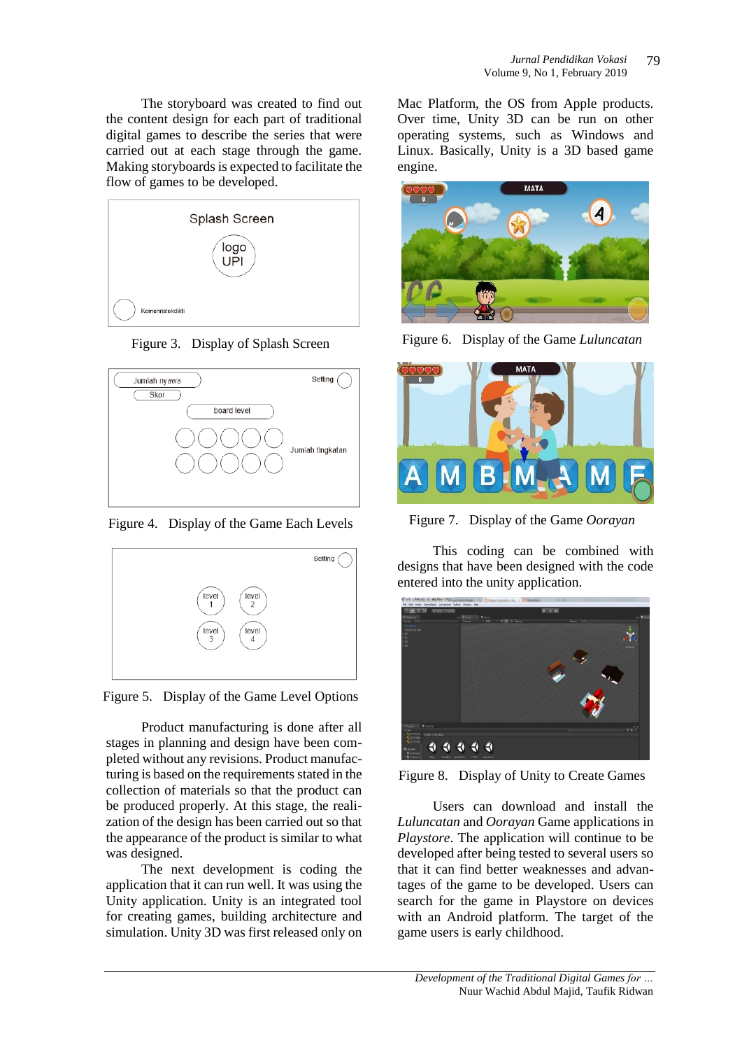The storyboard was created to find out the content design for each part of traditional digital games to describe the series that were carried out at each stage through the game. Making storyboards is expected to facilitate the flow of games to be developed.

Figure 3. Display of Splash Screen

Figure 4. Display of the Game Each Levels

Figure 5. Display of the Game Level Options

Product manufacturing is done after all stages in planning and design have been completed without any revisions. Product manufacturing is based on the requirements stated in the collection of materials so that the product can be produced properly. At this stage, the realization of the design has been carried out so that the appearance of the product is similar to what was designed.

The next development is coding the application that it can run well. It was using the Unity application. Unity is an integrated tool for creating games, building architecture and simulation. Unity 3D was first released only on Mac Platform, the OS from Apple products. Over time, Unity 3D can be run on other operating systems, such as Windows and Linux. Basically, Unity is a 3D based game engine.

Figure 6. Display of the Game *Luluncatan*

Figure 7. Display of the Game *Oorayan*

This coding can be combined with designs that have been designed with the code entered into the unity application.

Figure 8. Display of Unity to Create Games

Users can download and install the *Luluncatan* and *Oorayan* Game applications in *Playstore*. The application will continue to be developed after being tested to several users so that it can find better weaknesses and advantages of the game to be developed. Users can search for the game in Playstore on devices with an Android platform. The target of the game users is early childhood.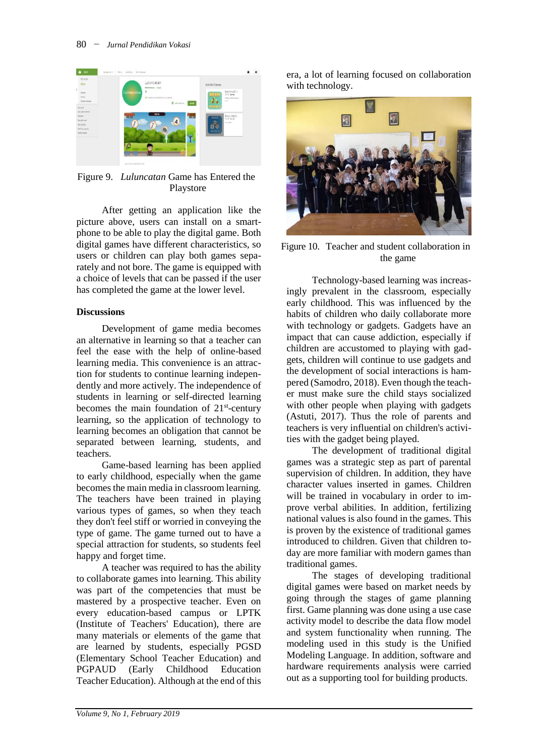Figure 9. *Luluncatan* Game has Entered the Playstore

After getting an application like the picture above, users can install on a smartphone to be able to play the digital game. Both digital games have different characteristics, so users or children can play both games separately and not bore. The game is equipped with a choice of levels that can be passed if the user has completed the game at the lower level.

## Discussions

Development of game media becomes an alternative in learning so that a teacher can feel the ease with the help of online-based learning media. This convenience is an attraction for students to continue learning independently and more actively. The independence of students in learning or self-directed learning becomes the main foundation of 21st-century learning, so the application of technology to learning becomes an obligation that cannot be separated between learning, students, and teachers.

Game-based learning has been applied to early childhood, especially when the game becomes the main media in classroom learning. The teachers have been trained in playing various types of games, so when they teach they don't feel stiff or worried in conveying the type of game. The game turned out to have a special attraction for students, so students feel happy and forget time.

A teacher was required to has the ability to collaborate games into learning. This ability was part of the competencies that must be mastered by a prospective teacher. Even on every education-based campus or LPTK (Institute of Teachers' Education), there are many materials or elements of the game that are learned by students, especially PGSD (Elementary School Teacher Education) and PGPAUD (Early Childhood Education Teacher Education). Although at the end of this era, a lot of learning focused on collaboration with technology.

Figure 10. Teacher and student collaboration in the game

Technology-based learning was increasingly prevalent in the classroom, especially early childhood. This was influenced by the habits of children who daily collaborate more with technology or gadgets. Gadgets have an impact that can cause addiction, especially if children are accustomed to playing with gadgets, children will continue to use gadgets and the development of social interactions is hampered (Samodro, 2018). Even though the teacher must make sure the child stays socialized with other people when playing with gadgets (Astuti, 2017). Thus the role of parents and teachers is very influential on children's activities with the gadget being played.

The development of traditional digital games was a strategic step as part of parental supervision of children. In addition, they have character values inserted in games. Children will be trained in vocabulary in order to improve verbal abilities. In addition, fertilizing national values is also found in the games. This is proven by the existence of traditional games introduced to children. Given that children today are more familiar with modern games than traditional games.

The stages of developing traditional digital games were based on market needs by going through the stages of game planning first. Game planning was done using a use case activity model to describe the data flow model and system functionality when running. The modeling used in this study is the Unified Modeling Language. In addition, software and hardware requirements analysis were carried out as a supporting tool for building products.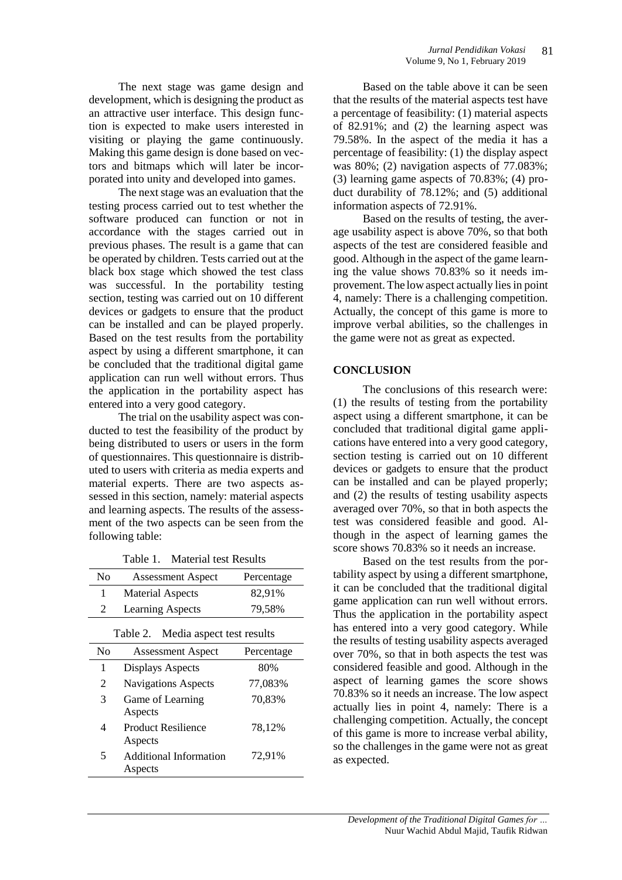The next stage was game design and development, which is designing the product as an attractive user interface. This design function is expected to make users interested in visiting or playing the game continuously. Making this game design is done based on vectors and bitmaps which will later be incorporated into unity and developed into games.

The next stage was an evaluation that the testing process carried out to test whether the software produced can function or not in accordance with the stages carried out in previous phases. The result is a game that can be operated by children. Tests carried out at the black box stage which showed the test class was successful. In the portability testing section, testing was carried out on 10 different devices or gadgets to ensure that the product can be installed and can be played properly. Based on the test results from the portability aspect by using a different smartphone, it can be concluded that the traditional digital game application can run well without errors. Thus the application in the portability aspect has entered into a very good category.

The trial on the usability aspect was conducted to test the feasibility of the product by being distributed to users or users in the form of questionnaires. This questionnaire is distributed to users with criteria as media experts and material experts. There are two aspects assessed in this section, namely: material aspects and learning aspects. The results of the assessment of the two aspects can be seen from the following table:

Table 1. Material test Results

| No | Assessment Aspect | Percentage |
|---|---|---|
| 1 | Material Aspects | 82,91% |
| 2 | Learning Aspects | 79,58% |

Table 2. Media aspect test results

| No | Assessment Aspect | Percentage |
|---|---|---|
| 1 | Displays Aspects | 80% |
| 2 | Navigations Aspects | 77,083% |
| 3 | Game of Learning Aspects | 70,83% |
| 4 | Product Resilience Aspects | 78,12% |
| 5 | Additional Information Aspects | 72,91% |

Based on the table above it can be seen that the results of the material aspects test have a percentage of feasibility: (1) material aspects of 82.91%; and (2) the learning aspect was 79.58%. In the aspect of the media it has a percentage of feasibility: (1) the display aspect was 80%; (2) navigation aspects of 77.083%; (3) learning game aspects of 70.83%; (4) product durability of 78.12%; and (5) additional information aspects of 72.91%.

Based on the results of testing, the average usability aspect is above 70%, so that both aspects of the test are considered feasible and good. Although in the aspect of the game learning the value shows 70.83% so it needs improvement. The low aspect actually lies in point 4, namely: There is a challenging competition. Actually, the concept of this game is more to improve verbal abilities, so the challenges in the game were not as great as expected.

## CONCLUSION

The conclusions of this research were: (1) the results of testing from the portability aspect using a different smartphone, it can be concluded that traditional digital game applications have entered into a very good category, section testing is carried out on 10 different devices or gadgets to ensure that the product can be installed and can be played properly; and (2) the results of testing usability aspects averaged over 70%, so that in both aspects the test was considered feasible and good. Although in the aspect of learning games the score shows 70.83% so it needs an increase.

Based on the test results from the portability aspect by using a different smartphone, it can be concluded that the traditional digital game application can run well without errors. Thus the application in the portability aspect has entered into a very good category. While the results of testing usability aspects averaged over 70%, so that in both aspects the test was considered feasible and good. Although in the aspect of learning games the score shows 70.83% so it needs an increase. The low aspect actually lies in point 4, namely: There is a challenging competition. Actually, the concept of this game is more to increase verbal ability, so the challenges in the game were not as great as expected.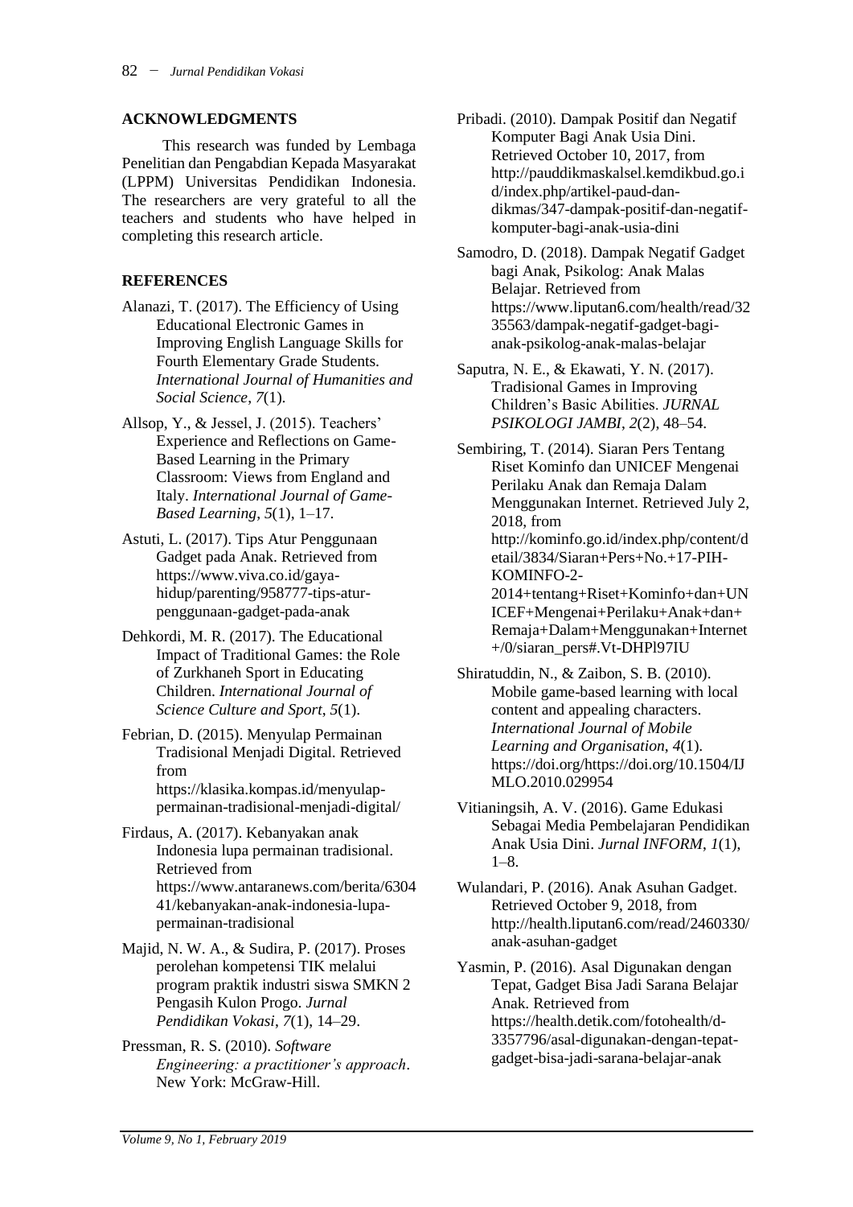## ACKNOWLEDGMENTS

This research was funded by Lembaga Penelitian dan Pengabdian Kepada Masyarakat (LPPM) Universitas Pendidikan Indonesia. The researchers are very grateful to all the teachers and students who have helped in completing this research article.

## REFERENCES

Alanazi, T. (2017). The Efficiency of Using Educational Electronic Games in Improving English Language Skills for Fourth Elementary Grade Students. *International Journal of Humanities and Social Science*, *7*(1).

Allsop, Y., & Jessel, J. (2015). Teachers' Experience and Reflections on Game-Based Learning in the Primary Classroom: Views from England and Italy. *International Journal of Game-Based Learning*, *5*(1), 1–17.

Astuti, L. (2017). Tips Atur Penggunaan Gadget pada Anak. Retrieved from https://www.viva.co.id/gaya-hidup/parenting/958777-tips-atur-penggunaan-gadget-pada-anak

Dehkordi, M. R. (2017). The Educational Impact of Traditional Games: the Role of Zurkhaneh Sport in Educating Children. *International Journal of Science Culture and Sport*, *5*(1).

Febrian, D. (2015). Menyulap Permainan Tradisional Menjadi Digital. Retrieved from https://klasika.kompas.id/menyulap-permainan-tradisional-menjadi-digital/

Firdaus, A. (2017). Kebanyakan anak Indonesia lupa permainan tradisional. Retrieved from https://www.antaranews.com/berita/630441/kebanyakan-anak-indonesia-lupa-permainan-tradisional

Majid, N. W. A., & Sudira, P. (2017). Proses perolehan kompetensi TIK melalui program praktik industri siswa SMKN 2 Pengasih Kulon Progo. *Jurnal Pendidikan Vokasi*, *7*(1), 14–29.

Pressman, R. S. (2010). *Software Engineering: a practitioner's approach*. New York: McGraw-Hill.

Pribadi. (2010). Dampak Positif dan Negatif Komputer Bagi Anak Usia Dini. Retrieved October 10, 2017, from http://pauddikmaskalsel.kemdikbud.go.id/index.php/artikel-paud-dan-dikmas/347-dampak-positif-dan-negatif-komputer-bagi-anak-usia-dini

Samodro, D. (2018). Dampak Negatif Gadget bagi Anak, Psikolog: Anak Malas Belajar. Retrieved from https://www.liputan6.com/health/read/3235563/dampak-negatif-gadget-bagi-anak-psikolog-anak-malas-belajar

Saputra, N. E., & Ekawati, Y. N. (2017). Tradisional Games in Improving Children's Basic Abilities. *JURNAL PSIKOLOGI JAMBI*, *2*(2), 48–54.

Sembiring, T. (2014). Siaran Pers Tentang Riset Kominfo dan UNICEF Mengenai Perilaku Anak dan Remaja Dalam Menggunakan Internet. Retrieved July 2, 2018, from http://kominfo.go.id/index.php/content/detail/3834/Siaran+Pers+No.+17-PIH-KOMINFO-2-2014+tentang+Riset+Kominfo+dan+UNICEF+Mengenai+Perilaku+Anak+dan+Remaja+Dalam+Menggunakan+Internet+/0/siaran_pers#.Vt-DHPl97IU

Shiratuddin, N., & Zaibon, S. B. (2010). Mobile game-based learning with local content and appealing characters. *International Journal of Mobile Learning and Organisation*, *4*(1). https://doi.org/https://doi.org/10.1504/IJMLO.2010.029954

Vitianingsih, A. V. (2016). Game Edukasi Sebagai Media Pembelajaran Pendidikan Anak Usia Dini. *Jurnal INFORM*, *1*(1), 1–8.

Wulandari, P. (2016). Anak Asuhan Gadget. Retrieved October 9, 2018, from http://health.liputan6.com/read/2460330/anak-asuhan-gadget

Yasmin, P. (2016). Asal Digunakan dengan Tepat, Gadget Bisa Jadi Sarana Belajar Anak. Retrieved from https://health.detik.com/fotohealth/d-3357796/asal-digunakan-dengan-tepat-gadget-bisa-jadi-sarana-belajar-anak